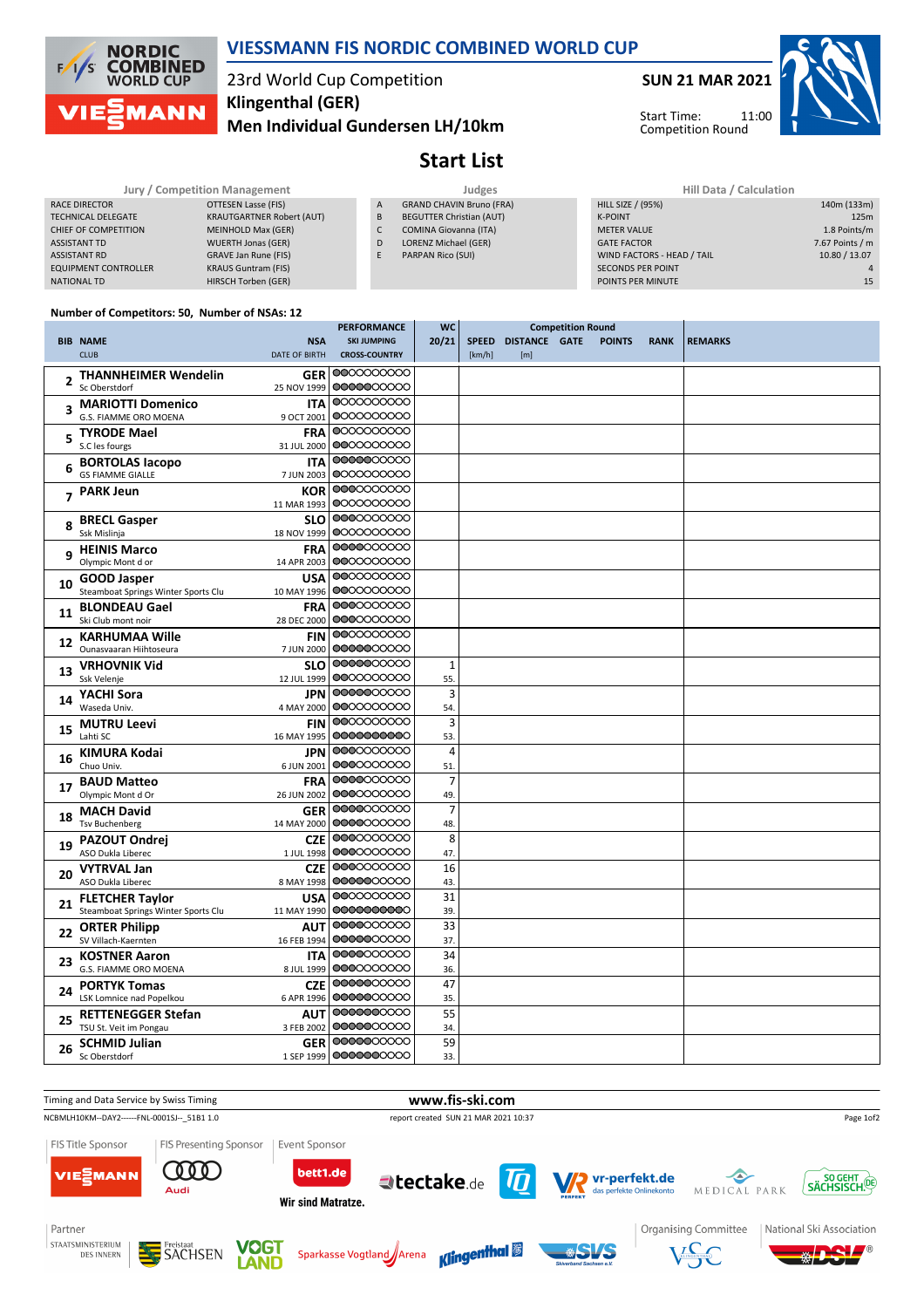# VIESSMANN FIS NORDIC COMBINED WORLD CUP

23rd World Cup Competition
**Klingenthal (GER)**
**Men Individual Gundersen LH/10km**

**SUN 21 MAR 2021**

Start Time: 11:00
Competition Round

## Start List

| Jury / Competition Management | |
|---|---|
| RACE DIRECTOR | OTTESEN Lasse (FIS) |
| TECHNICAL DELEGATE | KRAUTGARTNER Robert (AUT) |
| CHIEF OF COMPETITION | MEINHOLD Max (GER) |
| ASSISTANT TD | WUERTH Jonas (GER) |
| ASSISTANT RD | GRAVE Jan Rune (FIS) |
| EQUIPMENT CONTROLLER | KRAUS Guntram (FIS) |
| NATIONAL TD | HIRSCH Torben (GER) |

| Judges | |
|---|---|
| A | GRAND CHAVIN Bruno (FRA) |
| B | BEGUTTER Christian (AUT) |
| C | COMINA Giovanna (ITA) |
| D | LORENZ Michael (GER) |
| E | PARPAN Rico (SUI) |

| Hill Data / Calculation | |
|---|---|
| HILL SIZE / (95%) | 140m (133m) |
| K-POINT | 125m |
| METER VALUE | 1.8 Points/m |
| GATE FACTOR | 7.67 Points / m |
| WIND FACTORS - HEAD / TAIL | 10.80 / 13.07 |
| SECONDS PER POINT | 4 |
| POINTS PER MINUTE | 15 |

Number of Competitors: 50, Number of NSAs: 12

| BIB | NAME / CLUB | NSA / DATE OF BIRTH | WC 20/21 | SPEED [km/h] | DISTANCE [m] | GATE | POINTS | RANK | REMARKS |
|---|---|---|---|---|---|---|---|---|---|
| 2 | **THANNHEIMER Wendelin** Sc Oberstdorf | GER 25 NOV 1999 | | | | | | | |
| 3 | **MARIOTTI Domenico** G.S. FIAMME ORO MOENA | ITA 9 OCT 2001 | | | | | | | |
| 5 | **TYRODE Mael** S.C les fougs | FRA 31 JUL 2000 | | | | | | | |
| 6 | **BORTOLAS Iacopo** GS FIAMME GIALLE | ITA 7 JUN 2003 | | | | | | | |
| 7 | **PARK Jeun** | KOR 11 MAR 1993 | | | | | | | |
| 8 | **BRECL Gasper** Ssk Mislinja | SLO 18 NOV 1999 | | | | | | | |
| 9 | **HEINIS Marco** Olympic Mont d or | FRA 14 APR 2003 | | | | | | | |
| 10 | **GOOD Jasper** Steamboat Springs Winter Sports Clu | USA 10 MAY 1996 | | | | | | | |
| 11 | **BLONDEAU Gael** Ski Club mont noir | FRA 28 DEC 2000 | | | | | | | |
| 12 | **KARHUMAA Wille** Ounasvaaran Hiihtoseura | FIN 7 JUN 2000 | | | | | | | |
| 13 | **VRHOVNIK Vid** Ssk Velenje | SLO 12 JUL 1999 | 1 55. | | | | | | |
| 14 | **YACHI Sora** Waseda Univ. | JPN 4 MAY 2000 | 3 54. | | | | | | |
| 15 | **MUTRU Leevi** Lahti SC | FIN 16 MAY 1995 | 3 53. | | | | | | |
| 16 | **KIMURA Kodai** Chuo Univ. | JPN 6 JUN 2001 | 4 51. | | | | | | |
| 17 | **BAUD Matteo** Olympic Mont d Or | FRA 26 JUN 2002 | 7 49. | | | | | | |
| 18 | **MACH David** Tsv Buchenberg | GER 14 MAY 2000 | 7 48. | | | | | | |
| 19 | **PAZOUT Ondrej** ASO Dukla Liberec | CZE 1 JUL 1998 | 8 47. | | | | | | |
| 20 | **VYTRVAL Jan** ASO Dukla Liberec | CZE 8 MAY 1998 | 16 43. | | | | | | |
| 21 | **FLETCHER Taylor** Steamboat Springs Winter Sports Clu | USA 11 MAY 1990 | 31 39. | | | | | | |
| 22 | **ORTER Philipp** SV Villach-Kaernten | AUT 16 FEB 1994 | 33 37. | | | | | | |
| 23 | **KOSTNER Aaron** G.S. FIAMME ORO MOENA | ITA 8 JUL 1999 | 34 36. | | | | | | |
| 24 | **PORTYK Tomas** LSK Lomnice nad Popelkou | CZE 6 APR 1996 | 47 35. | | | | | | |
| 25 | **RETTENEGGER Stefan** TSU St. Veit im Pongau | AUT 3 FEB 2002 | 55 34. | | | | | | |
| 26 | **SCHMID Julian** Sc Oberstdorf | GER 1 SEP 1999 | 59 33. | | | | | | |

Timing and Data Service by Swiss Timing
www.fis-ski.com
NCBMLH10KM--DAY2------FNL-0001SJ--_51B1 1.0
report created SUN 21 MAR 2021 10:37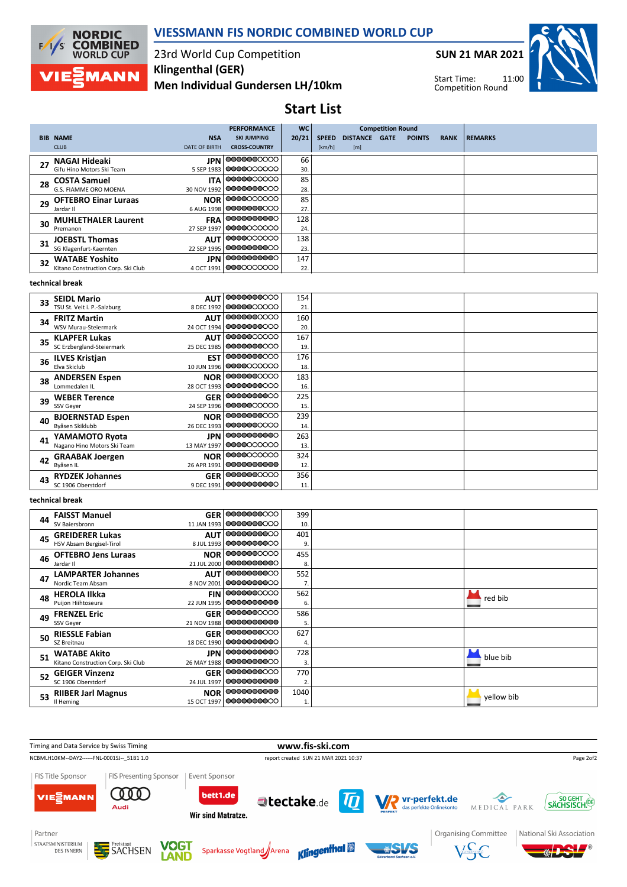# VIESSMANN FIS NORDIC COMBINED WORLD CUP

23rd World Cup Competition
**Klingenthal (GER)**
**Men Individual Gundersen LH/10km**

**SUN 21 MAR 2021**

Start Time: 11:00
Competition Round

## Start List

| BIB | NAME / CLUB | NSA / DATE OF BIRTH | WC 20/21 | SPEED [km/h] | DISTANCE [m] | GATE | POINTS | RANK | REMARKS |
|---|---|---|---|---|---|---|---|---|---|
| 27 | **NAGAI Hideaki** Gifu Hino Motors Ski Team | JPN 5 SEP 1983 | 66 30. | | | | | | |
| 28 | **COSTA Samuel** G.S. FIAMME ORO MOENA | ITA 30 NOV 1992 | 85 28. | | | | | | |
| 29 | **OFTEBRO Einar Luraas** Jardar Il | NOR 6 AUG 1998 | 85 27. | | | | | | |
| 30 | **MUHLETHALER Laurent** Premanon | FRA 27 SEP 1997 | 128 24. | | | | | | |
| 31 | **JOEBSTL Thomas** SG Klagenfurt-Kaernten | AUT 22 SEP 1995 | 138 23. | | | | | | |
| 32 | **WATABE Yoshito** Kitano Construction Corp. Ski Club | JPN 4 OCT 1991 | 147 22. | | | | | | |
| | technical break | | | | | | | | |
| 33 | **SEIDL Mario** TSU St. Veit i. P.-Salzburg | AUT 8 DEC 1992 | 154 21. | | | | | | |
| 34 | **FRITZ Martin** WSV Murau-Steiermark | AUT 24 OCT 1994 | 160 20. | | | | | | |
| 35 | **KLAPFER Lukas** SC Erzbergland-Steiermark | AUT 25 DEC 1985 | 167 19. | | | | | | |
| 36 | **ILVES Kristjan** Elva Skiclub | EST 10 JUN 1996 | 176 18. | | | | | | |
| 38 | **ANDERSEN Espen** Lommedalen IL | NOR 28 OCT 1993 | 183 16. | | | | | | |
| 39 | **WEBER Terence** SSV Geyer | GER 24 SEP 1996 | 225 15. | | | | | | |
| 40 | **BJOERNSTAD Espen** Byåsen Skiklubb | NOR 26 DEC 1993 | 239 14. | | | | | | |
| 41 | **YAMAMOTO Ryota** Nagano Hino Motors Ski Team | JPN 13 MAY 1997 | 263 13. | | | | | | |
| 42 | **GRAABAK Joergen** Byåsen IL | NOR 26 APR 1991 | 324 12. | | | | | | |
| 43 | **RYDZEK Johannes** SC 1906 Oberstdorf | GER 9 DEC 1991 | 356 11. | | | | | | |
| | technical break | | | | | | | | |
| 44 | **FAISST Manuel** SV Baiersbronn | GER 11 JAN 1993 | 399 10. | | | | | | |
| 45 | **GREIDERER Lukas** HSV Absam Bergisel-Tirol | AUT 8 JUL 1993 | 401 9. | | | | | | |
| 46 | **OFTEBRO Jens Luraas** Jardar Il | NOR 21 JUL 2000 | 455 8. | | | | | | |
| 47 | **LAMPARTER Johannes** Nordic Team Absam | AUT 8 NOV 2001 | 552 7. | | | | | | |
| 48 | **HEROLA Ilkka** Puijon Hiihtoseura | FIN 22 JUN 1995 | 562 6. | | | | | | red bib |
| 49 | **FRENZEL Eric** SSV Geyer | GER 21 NOV 1988 | 586 5. | | | | | | |
| 50 | **RIESSLE Fabian** SZ Breitnau | GER 18 DEC 1990 | 627 4. | | | | | | |
| 51 | **WATABE Akito** Kitano Construction Corp. Ski Club | JPN 26 MAY 1988 | 728 3. | | | | | | blue bib |
| 52 | **GEIGER Vinzenz** SC 1906 Oberstdorf | GER 24 JUL 1997 | 770 2. | | | | | | |
| 53 | **RIIBER Jarl Magnus** Il Heming | NOR 15 OCT 1997 | 1040 1. | | | | | | yellow bib |

Timing and Data Service by Swiss Timing
www.fis-ski.com
NCBMLH10KM--DAY2------FNL-0001SJ--_51B1 1.0
report created SUN 21 MAR 2021 10:37

FIS Title Sponsor | FIS Presenting Sponsor | Event Sponsor
Wir sind Matratze.
Partner | Organising Committee | National Ski Association